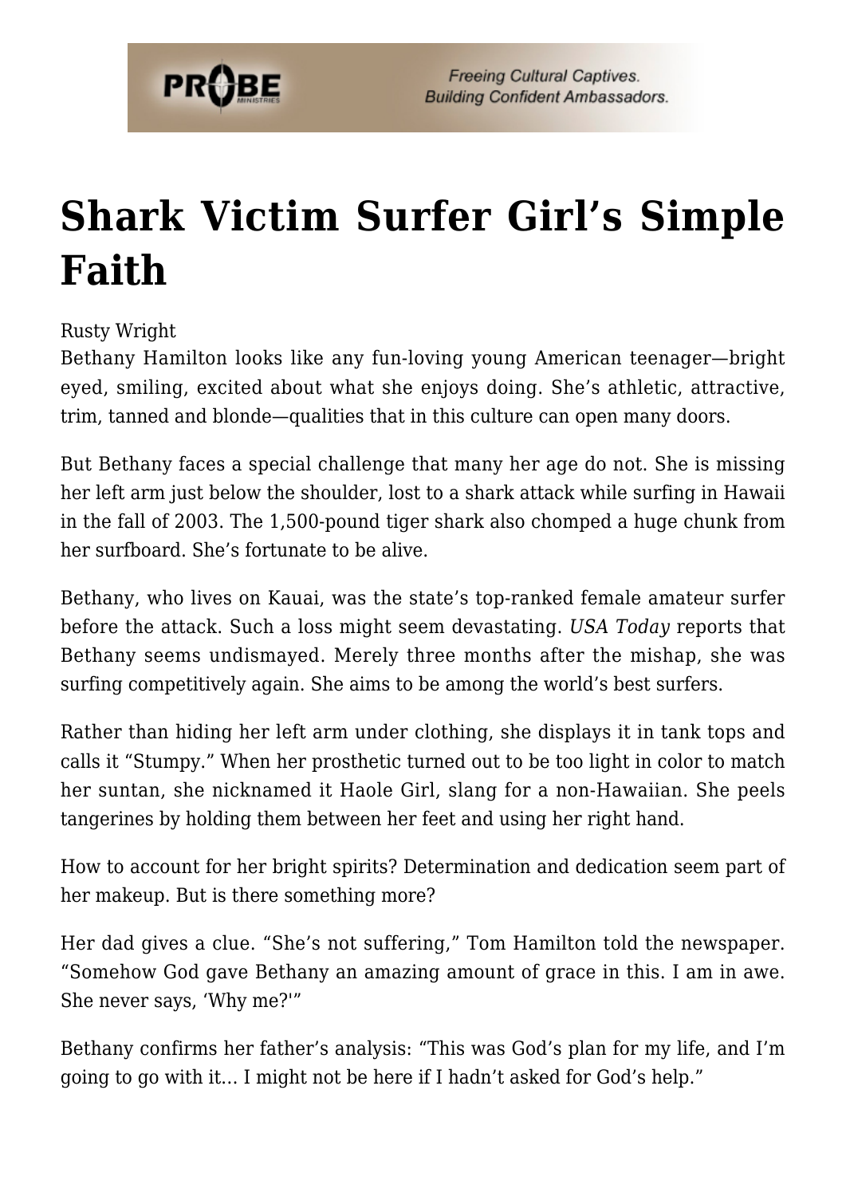# Shark Victim Surfer Girl's Simple Faith

Rusty Wright

Bethany Hamilton looks like any fun-loving young American teenager—bright eyed, smiling, excited about what she enjoys doing. She's athletic, attractive, trim, tanned and blonde—qualities that in this culture can open many doors.

But Bethany faces a special challenge that many her age do not. She is missing her left arm just below the shoulder, lost to a shark attack while surfing in Hawaii in the fall of 2003. The 1,500-pound tiger shark also chomped a huge chunk from her surfboard. She's fortunate to be alive.

Bethany, who lives on Kauai, was the state's top-ranked female amateur surfer before the attack. Such a loss might seem devastating. *USA Today* reports that Bethany seems undismayed. Merely three months after the mishap, she was surfing competitively again. She aims to be among the world's best surfers.

Rather than hiding her left arm under clothing, she displays it in tank tops and calls it "Stumpy." When her prosthetic turned out to be too light in color to match her suntan, she nicknamed it Haole Girl, slang for a non-Hawaiian. She peels tangerines by holding them between her feet and using her right hand.

How to account for her bright spirits? Determination and dedication seem part of her makeup. But is there something more?

Her dad gives a clue. "She's not suffering," Tom Hamilton told the newspaper. "Somehow God gave Bethany an amazing amount of grace in this. I am in awe. She never says, 'Why me?'"

Bethany confirms her father's analysis: "This was God's plan for my life, and I'm going to go with it… I might not be here if I hadn't asked for God's help."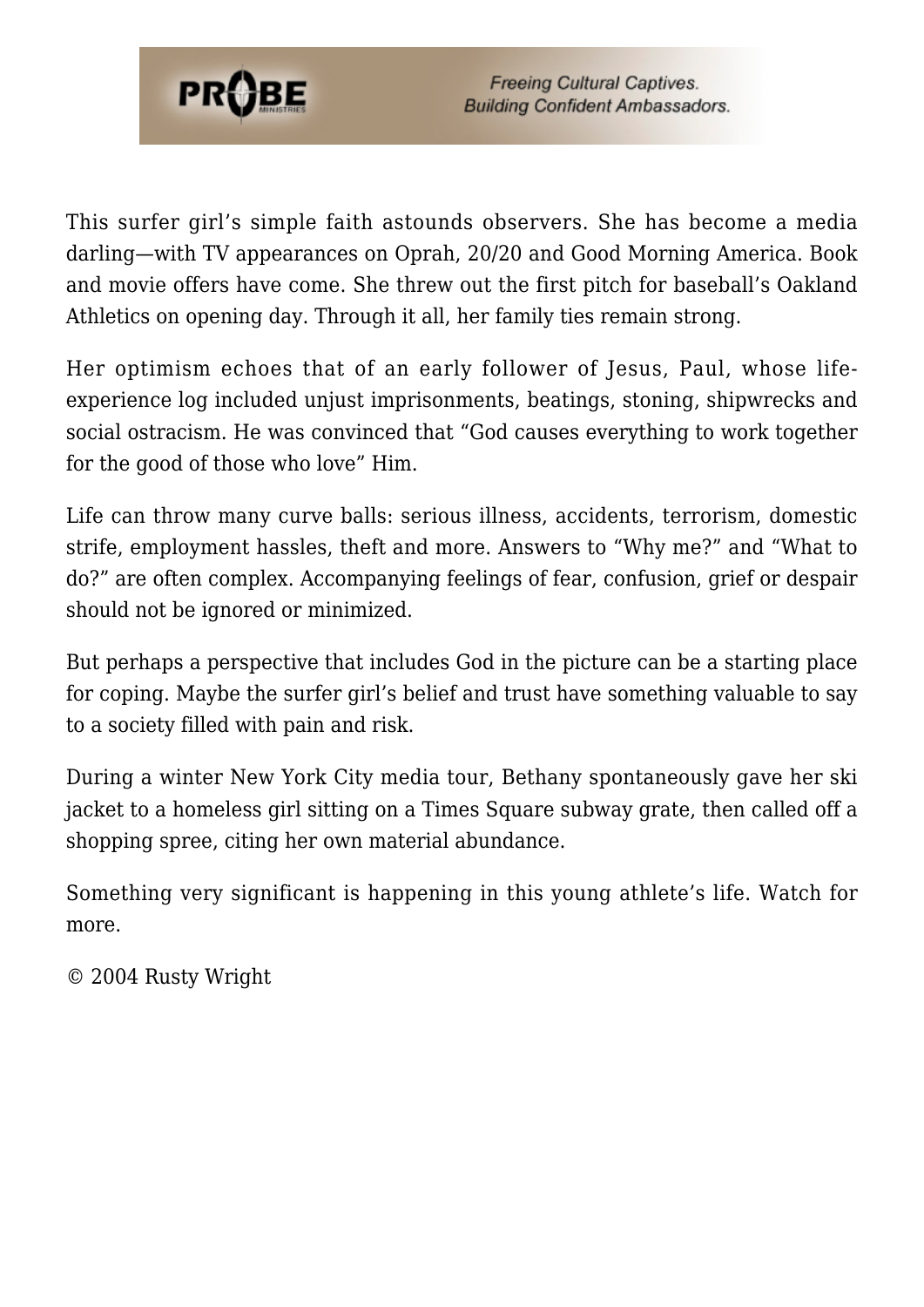This surfer girl's simple faith astounds observers. She has become a media darling—with TV appearances on Oprah, 20/20 and Good Morning America. Book and movie offers have come. She threw out the first pitch for baseball's Oakland Athletics on opening day. Through it all, her family ties remain strong.

Her optimism echoes that of an early follower of Jesus, Paul, whose life-experience log included unjust imprisonments, beatings, stoning, shipwrecks and social ostracism. He was convinced that "God causes everything to work together for the good of those who love" Him.

Life can throw many curve balls: serious illness, accidents, terrorism, domestic strife, employment hassles, theft and more. Answers to "Why me?" and "What to do?" are often complex. Accompanying feelings of fear, confusion, grief or despair should not be ignored or minimized.

But perhaps a perspective that includes God in the picture can be a starting place for coping. Maybe the surfer girl's belief and trust have something valuable to say to a society filled with pain and risk.

During a winter New York City media tour, Bethany spontaneously gave her ski jacket to a homeless girl sitting on a Times Square subway grate, then called off a shopping spree, citing her own material abundance.

Something very significant is happening in this young athlete's life. Watch for more.

© 2004 Rusty Wright